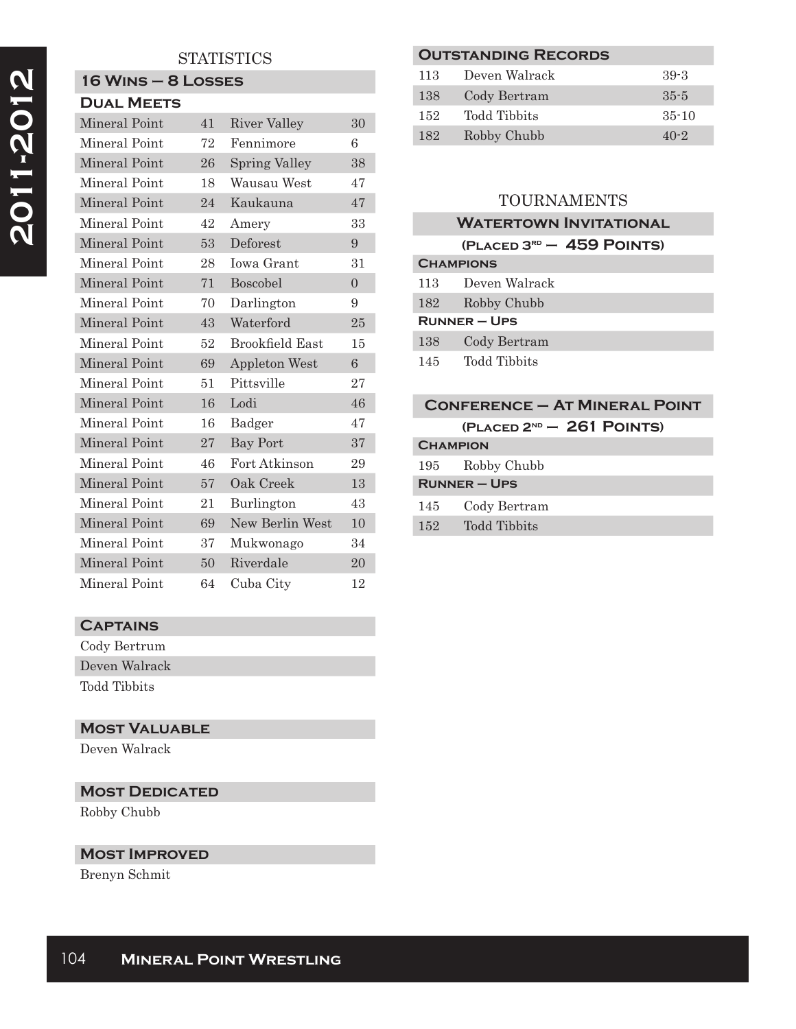# 2011-2012

## STATISTICS

### 16 Wins – 8 Losses

**Dual Meets**

| | | | |
|---|---|---|---|
| Mineral Point | 41 | River Valley | 30 |
| Mineral Point | 72 | Fennimore | 6 |
| Mineral Point | 26 | Spring Valley | 38 |
| Mineral Point | 18 | Wausau West | 47 |
| Mineral Point | 24 | Kaukauna | 47 |
| Mineral Point | 42 | Amery | 33 |
| Mineral Point | 53 | Deforest | 9 |
| Mineral Point | 28 | Iowa Grant | 31 |
| Mineral Point | 71 | Boscobel | 0 |
| Mineral Point | 70 | Darlington | 9 |
| Mineral Point | 43 | Waterford | 25 |
| Mineral Point | 52 | Brookfield East | 15 |
| Mineral Point | 69 | Appleton West | 6 |
| Mineral Point | 51 | Pittsville | 27 |
| Mineral Point | 16 | Lodi | 46 |
| Mineral Point | 16 | Badger | 47 |
| Mineral Point | 27 | Bay Port | 37 |
| Mineral Point | 46 | Fort Atkinson | 29 |
| Mineral Point | 57 | Oak Creek | 13 |
| Mineral Point | 21 | Burlington | 43 |
| Mineral Point | 69 | New Berlin West | 10 |
| Mineral Point | 37 | Mukwonago | 34 |
| Mineral Point | 50 | Riverdale | 20 |
| Mineral Point | 64 | Cuba City | 12 |

**Captains**

Cody Bertrum
Deven Walrack
Todd Tibbits

**Most Valuable**

Deven Walrack

**Most Dedicated**

Robby Chubb

**Most Improved**

Brenyn Schmit

**Outstanding Records**

| | | |
|---|---|---|
| 113 | Deven Walrack | 39-3 |
| 138 | Cody Bertram | 35-5 |
| 152 | Todd Tibbits | 35-10 |
| 182 | Robby Chubb | 40-2 |

## TOURNAMENTS

### Watertown Invitational

**(Placed 3rd – 459 Points)**

**Champions**

| | |
|---|---|
| 113 | Deven Walrack |
| 182 | Robby Chubb |

**Runner – Ups**

| | |
|---|---|
| 138 | Cody Bertram |
| 145 | Todd Tibbits |

### Conference – At Mineral Point

**(Placed 2nd – 261 Points)**

**Champion**

| | |
|---|---|
| 195 | Robby Chubb |

**Runner – Ups**

| | |
|---|---|
| 145 | Cody Bertram |
| 152 | Todd Tibbits |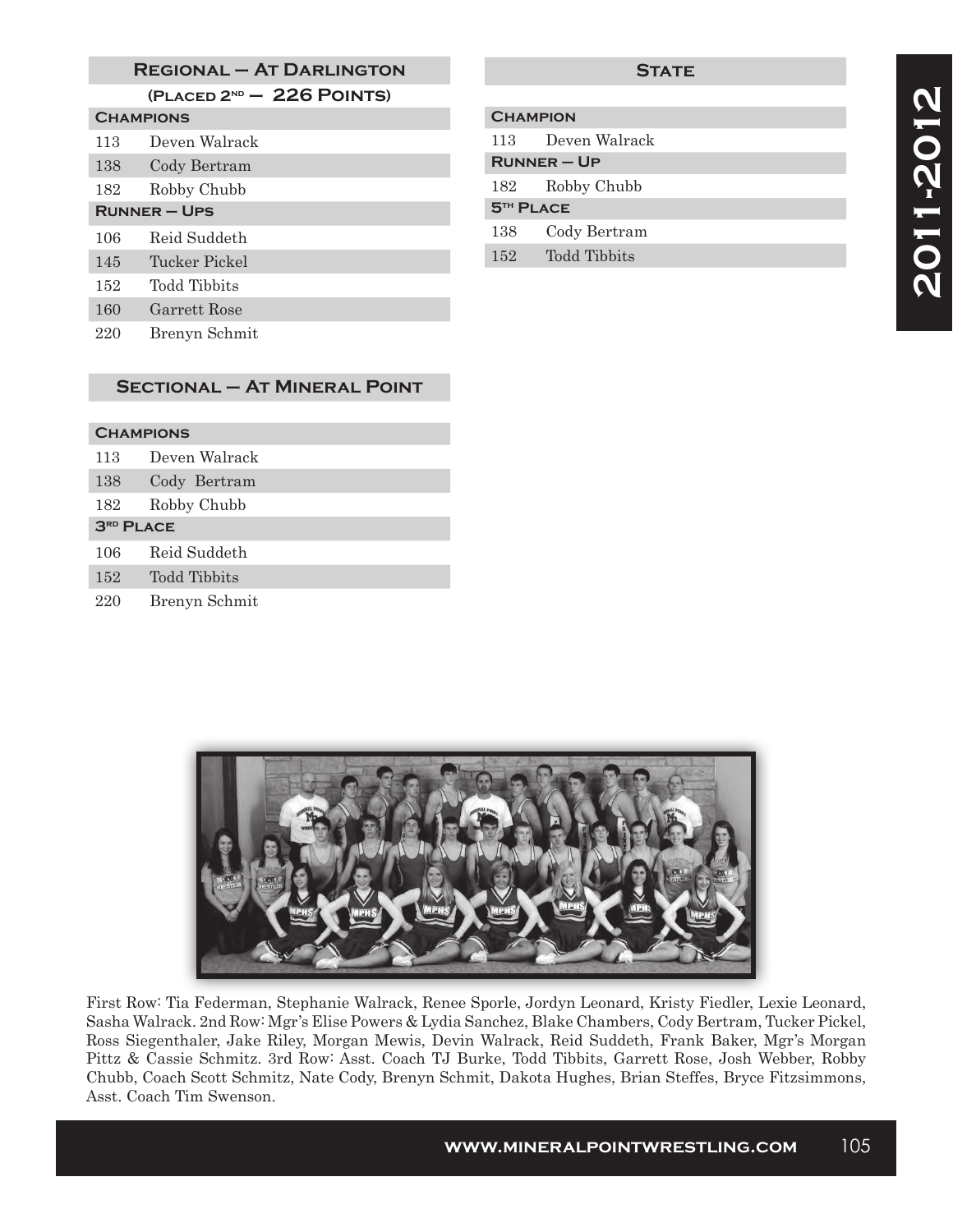## 2011-2012

### Regional – At Darlington

**(Placed 2nd – 226 Points)**

| | |
|---|---|
| **Champions** | |
| 113 | Deven Walrack |
| 138 | Cody Bertram |
| 182 | Robby Chubb |
| **Runner – Ups** | |
| 106 | Reid Suddeth |
| 145 | Tucker Pickel |
| 152 | Todd Tibbits |
| 160 | Garrett Rose |
| 220 | Brenyn Schmit |

### Sectional – At Mineral Point

| | |
|---|---|
| **Champions** | |
| 113 | Deven Walrack |
| 138 | Cody Bertram |
| 182 | Robby Chubb |
| **3rd Place** | |
| 106 | Reid Suddeth |
| 152 | Todd Tibbits |
| 220 | Brenyn Schmit |

### State

| | |
|---|---|
| **Champion** | |
| 113 | Deven Walrack |
| **Runner – Up** | |
| 182 | Robby Chubb |
| **5th Place** | |
| 138 | Cody Bertram |
| 152 | Todd Tibbits |

First Row: Tia Federman, Stephanie Walrack, Renee Sporle, Jordyn Leonard, Kristy Fiedler, Lexie Leonard, Sasha Walrack. 2nd Row: Mgr's Elise Powers & Lydia Sanchez, Blake Chambers, Cody Bertram, Tucker Pickel, Ross Siegenthaler, Jake Riley, Morgan Mewis, Devin Walrack, Reid Suddeth, Frank Baker, Mgr's Morgan Pittz & Cassie Schmitz. 3rd Row: Asst. Coach TJ Burke, Todd Tibbits, Garrett Rose, Josh Webber, Robby Chubb, Coach Scott Schmitz, Nate Cody, Brenyn Schmit, Dakota Hughes, Brian Steffes, Bryce Fitzsimmons, Asst. Coach Tim Swenson.